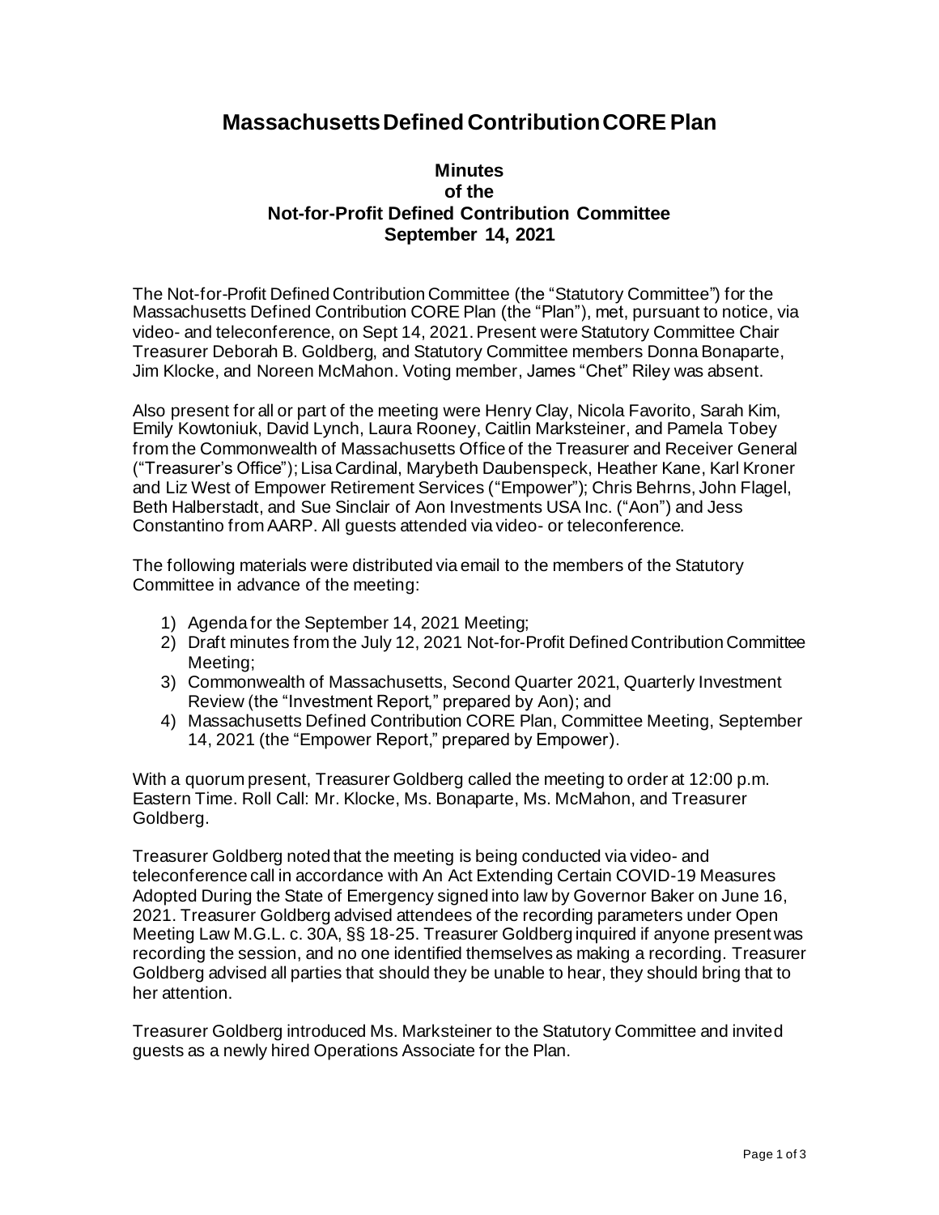# Massachusetts Defined Contribution CORE Plan

## Minutes of the Not-for-Profit Defined Contribution Committee September 14, 2021

The Not-for-Profit Defined Contribution Committee (the "Statutory Committee") for the Massachusetts Defined Contribution CORE Plan (the "Plan"), met, pursuant to notice, via video- and teleconference, on Sept 14, 2021. Present were Statutory Committee Chair Treasurer Deborah B. Goldberg, and Statutory Committee members Donna Bonaparte, Jim Klocke, and Noreen McMahon. Voting member, James "Chet" Riley was absent.

Also present for all or part of the meeting were Henry Clay, Nicola Favorito, Sarah Kim, Emily Kowtoniuk, David Lynch, Laura Rooney, Caitlin Marksteiner, and Pamela Tobey from the Commonwealth of Massachusetts Office of the Treasurer and Receiver General ("Treasurer's Office"); Lisa Cardinal, Marybeth Daubenspeck, Heather Kane, Karl Kroner and Liz West of Empower Retirement Services ("Empower"); Chris Behrns, John Flagel, Beth Halberstadt, and Sue Sinclair of Aon Investments USA Inc. ("Aon") and Jess Constantino from AARP. All guests attended via video- or teleconference.

The following materials were distributed via email to the members of the Statutory Committee in advance of the meeting:

1) Agenda for the September 14, 2021 Meeting;
2) Draft minutes from the July 12, 2021 Not-for-Profit Defined Contribution Committee Meeting;
3) Commonwealth of Massachusetts, Second Quarter 2021, Quarterly Investment Review (the "Investment Report," prepared by Aon); and
4) Massachusetts Defined Contribution CORE Plan, Committee Meeting, September 14, 2021 (the "Empower Report," prepared by Empower).

With a quorum present, Treasurer Goldberg called the meeting to order at 12:00 p.m. Eastern Time. Roll Call: Mr. Klocke, Ms. Bonaparte, Ms. McMahon, and Treasurer Goldberg.

Treasurer Goldberg noted that the meeting is being conducted via video- and teleconference call in accordance with An Act Extending Certain COVID-19 Measures Adopted During the State of Emergency signed into law by Governor Baker on June 16, 2021. Treasurer Goldberg advised attendees of the recording parameters under Open Meeting Law M.G.L. c. 30A, §§ 18-25. Treasurer Goldberg inquired if anyone present was recording the session, and no one identified themselves as making a recording. Treasurer Goldberg advised all parties that should they be unable to hear, they should bring that to her attention.

Treasurer Goldberg introduced Ms. Marksteiner to the Statutory Committee and invited guests as a newly hired Operations Associate for the Plan.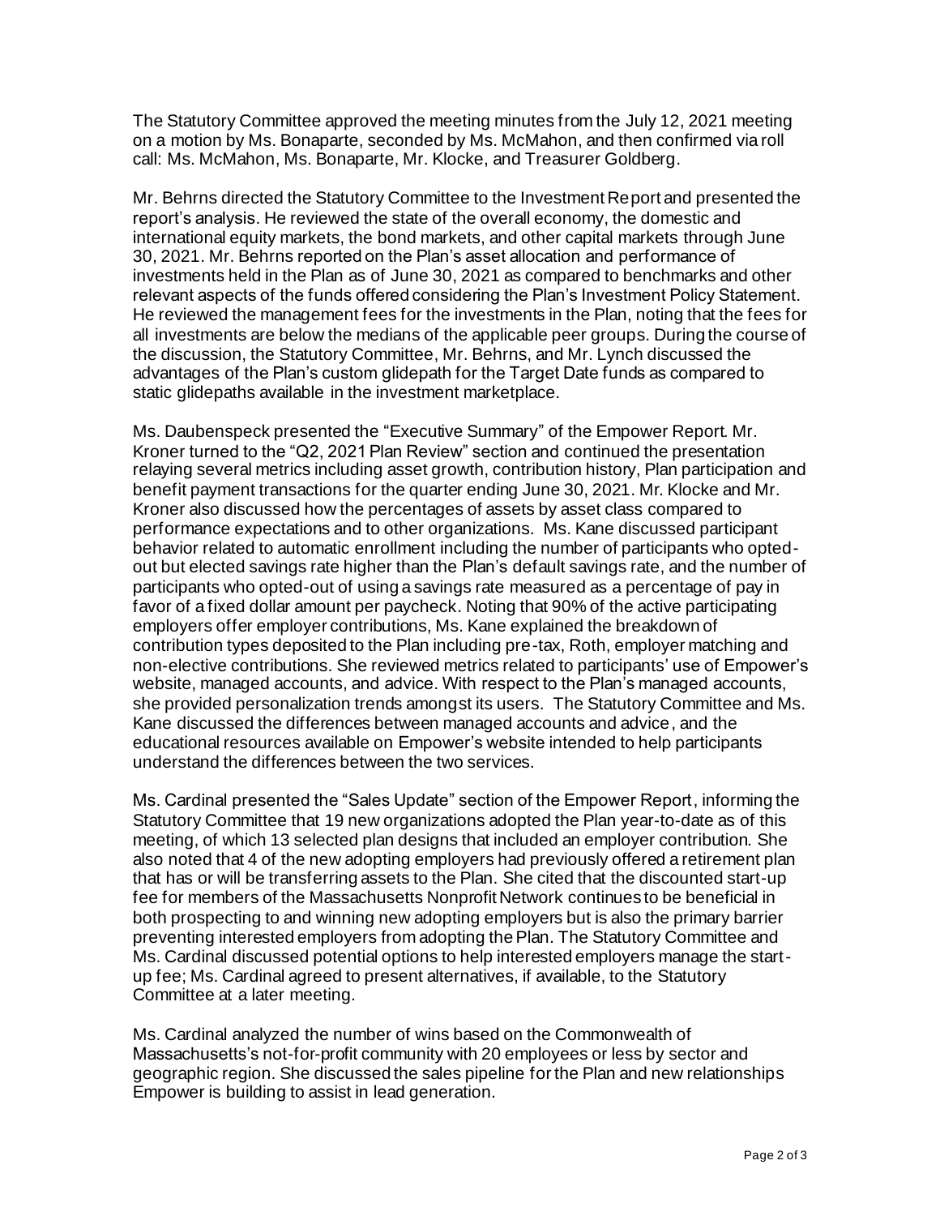The Statutory Committee approved the meeting minutes from the July 12, 2021 meeting on a motion by Ms. Bonaparte, seconded by Ms. McMahon, and then confirmed via roll call: Ms. McMahon, Ms. Bonaparte, Mr. Klocke, and Treasurer Goldberg.

Mr. Behrns directed the Statutory Committee to the Investment Report and presented the report's analysis. He reviewed the state of the overall economy, the domestic and international equity markets, the bond markets, and other capital markets through June 30, 2021. Mr. Behrns reported on the Plan's asset allocation and performance of investments held in the Plan as of June 30, 2021 as compared to benchmarks and other relevant aspects of the funds offered considering the Plan's Investment Policy Statement. He reviewed the management fees for the investments in the Plan, noting that the fees for all investments are below the medians of the applicable peer groups. During the course of the discussion, the Statutory Committee, Mr. Behrns, and Mr. Lynch discussed the advantages of the Plan's custom glidepath for the Target Date funds as compared to static glidepaths available in the investment marketplace.

Ms. Daubenspeck presented the "Executive Summary" of the Empower Report. Mr. Kroner turned to the "Q2, 2021 Plan Review" section and continued the presentation relaying several metrics including asset growth, contribution history, Plan participation and benefit payment transactions for the quarter ending June 30, 2021. Mr. Klocke and Mr. Kroner also discussed how the percentages of assets by asset class compared to performance expectations and to other organizations. Ms. Kane discussed participant behavior related to automatic enrollment including the number of participants who opted-out but elected savings rate higher than the Plan's default savings rate, and the number of participants who opted-out of using a savings rate measured as a percentage of pay in favor of a fixed dollar amount per paycheck. Noting that 90% of the active participating employers offer employer contributions, Ms. Kane explained the breakdown of contribution types deposited to the Plan including pre-tax, Roth, employer matching and non-elective contributions. She reviewed metrics related to participants' use of Empower's website, managed accounts, and advice. With respect to the Plan's managed accounts, she provided personalization trends amongst its users. The Statutory Committee and Ms. Kane discussed the differences between managed accounts and advice, and the educational resources available on Empower's website intended to help participants understand the differences between the two services.

Ms. Cardinal presented the "Sales Update" section of the Empower Report, informing the Statutory Committee that 19 new organizations adopted the Plan year-to-date as of this meeting, of which 13 selected plan designs that included an employer contribution. She also noted that 4 of the new adopting employers had previously offered a retirement plan that has or will be transferring assets to the Plan. She cited that the discounted start-up fee for members of the Massachusetts Nonprofit Network continues to be beneficial in both prospecting to and winning new adopting employers but is also the primary barrier preventing interested employers from adopting the Plan. The Statutory Committee and Ms. Cardinal discussed potential options to help interested employers manage the start-up fee; Ms. Cardinal agreed to present alternatives, if available, to the Statutory Committee at a later meeting.

Ms. Cardinal analyzed the number of wins based on the Commonwealth of Massachusetts's not-for-profit community with 20 employees or less by sector and geographic region. She discussed the sales pipeline for the Plan and new relationships Empower is building to assist in lead generation.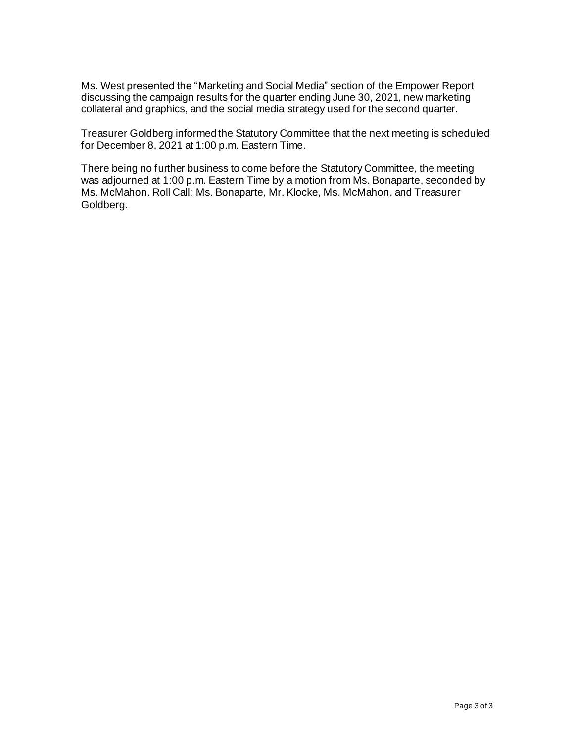Ms. West presented the “Marketing and Social Media” section of the Empower Report discussing the campaign results for the quarter ending June 30, 2021, new marketing collateral and graphics, and the social media strategy used for the second quarter.

Treasurer Goldberg informed the Statutory Committee that the next meeting is scheduled for December 8, 2021 at 1:00 p.m. Eastern Time.

There being no further business to come before the Statutory Committee, the meeting was adjourned at 1:00 p.m. Eastern Time by a motion from Ms. Bonaparte, seconded by Ms. McMahon. Roll Call: Ms. Bonaparte, Mr. Klocke, Ms. McMahon, and Treasurer Goldberg.